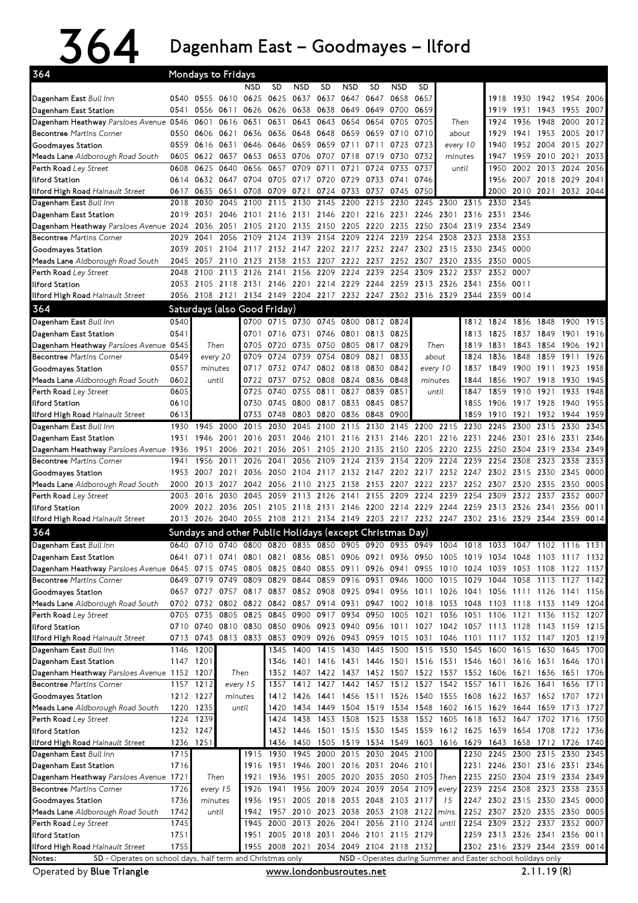# 364 Dagenham East – Goodmayes – Ilford

## 364 Mondays to Fridays

| | | | | NSD | SD | NSD | SD | NSD | SD | NSD | SD | | | | | | |
|---|---|---|---|---|---|---|---|---|---|---|---|---|---|---|---|---|---|
| Dagenham East *Bull Inn* | 0540 | 0555 | 0610 | 0625 | 0625 | 0637 | 0637 | 0647 | 0647 | 0658 | 0657 | | 1918 | 1930 | 1942 | 1954 | 2006 |
| Dagenham East Station | 0541 | 0556 | 0611 | 0626 | 0626 | 0638 | 0638 | 0649 | 0649 | 0700 | 0659 | | 1919 | 1931 | 1943 | 1955 | 2007 |
| Dagenham Heathway *Parsloes Avenue* | 0546 | 0601 | 0616 | 0631 | 0631 | 0643 | 0643 | 0654 | 0654 | 0705 | 0705 | Then | 1924 | 1936 | 1948 | 2000 | 2012 |
| Becontree *Martins Corner* | 0550 | 0606 | 0621 | 0636 | 0636 | 0648 | 0648 | 0659 | 0659 | 0710 | 0710 | about | 1929 | 1941 | 1953 | 2005 | 2017 |
| Goodmayes Station | 0559 | 0616 | 0631 | 0646 | 0646 | 0659 | 0659 | 0711 | 0711 | 0723 | 0723 | every 10 | 1940 | 1952 | 2004 | 2015 | 2027 |
| Meads Lane *Aldborough Road South* | 0605 | 0622 | 0637 | 0653 | 0653 | 0706 | 0707 | 0718 | 0719 | 0730 | 0732 | minutes | 1947 | 1959 | 2010 | 2021 | 2033 |
| Perth Road *Ley Street* | 0608 | 0625 | 0640 | 0656 | 0657 | 0709 | 0711 | 0721 | 0724 | 0733 | 0737 | until | 1950 | 2002 | 2013 | 2024 | 2036 |
| Ilford Station | 0614 | 0632 | 0647 | 0704 | 0705 | 0717 | 0720 | 0729 | 0733 | 0741 | 0746 | | 1956 | 2007 | 2018 | 2029 | 2041 |
| Ilford High Road *Hainault Street* | 0617 | 0635 | 0651 | 0708 | 0709 | 0721 | 0724 | 0733 | 0737 | 0745 | 0750 | | 2000 | 2010 | 2021 | 2032 | 2044 |

| | | | | | | | | | | | | | | | |
|---|---|---|---|---|---|---|---|---|---|---|---|---|---|---|---|
| Dagenham East *Bull Inn* | 2018 | 2030 | 2045 | 2100 | 2115 | 2130 | 2145 | 2200 | 2215 | 2230 | 2245 | 2300 | 2315 | 2330 | 2345 |
| Dagenham East Station | 2019 | 2031 | 2046 | 2101 | 2116 | 2131 | 2146 | 2201 | 2216 | 2231 | 2246 | 2301 | 2316 | 2331 | 2346 |
| Dagenham Heathway *Parsloes Avenue* | 2024 | 2036 | 2051 | 2105 | 2120 | 2135 | 2150 | 2205 | 2220 | 2235 | 2250 | 2304 | 2319 | 2334 | 2349 |
| Becontree *Martins Corner* | 2029 | 2041 | 2056 | 2109 | 2124 | 2139 | 2154 | 2209 | 2224 | 2239 | 2254 | 2308 | 2323 | 2338 | 2353 |
| Goodmayes Station | 2039 | 2051 | 2104 | 2117 | 2132 | 2147 | 2202 | 2217 | 2232 | 2247 | 2302 | 2315 | 2330 | 2345 | 0000 |
| Meads Lane *Aldborough Road South* | 2045 | 2057 | 2110 | 2123 | 2138 | 2153 | 2207 | 2222 | 2237 | 2252 | 2307 | 2320 | 2335 | 2350 | 0005 |
| Perth Road *Ley Street* | 2048 | 2100 | 2113 | 2126 | 2141 | 2156 | 2209 | 2224 | 2239 | 2254 | 2309 | 2322 | 2337 | 2352 | 0007 |
| Ilford Station | 2053 | 2105 | 2118 | 2131 | 2146 | 2201 | 2214 | 2229 | 2244 | 2259 | 2313 | 2326 | 2341 | 2356 | 0011 |
| Ilford High Road *Hainault Street* | 2056 | 2108 | 2121 | 2134 | 2149 | 2204 | 2217 | 2232 | 2247 | 2302 | 2316 | 2329 | 2344 | 2359 | 0014 |

## 364 Saturdays (also Good Friday)

| | | | | | | | | | | | | | | | | |
|---|---|---|---|---|---|---|---|---|---|---|---|---|---|---|---|---|
| Dagenham East *Bull Inn* | 0540 | | 0700 | 0715 | 0730 | 0745 | 0800 | 0812 | 0824 | | 1812 | 1824 | 1836 | 1848 | 1900 | 1915 |
| Dagenham East Station | 0541 | | 0701 | 0716 | 0731 | 0746 | 0801 | 0813 | 0825 | | 1813 | 1825 | 1837 | 1849 | 1901 | 1916 |
| Dagenham Heathway *Parsloes Avenue* | 0545 | Then | 0705 | 0720 | 0735 | 0750 | 0805 | 0817 | 0829 | Then | 1819 | 1831 | 1843 | 1854 | 1906 | 1921 |
| Becontree *Martins Corner* | 0549 | every 20 | 0709 | 0724 | 0739 | 0754 | 0809 | 0821 | 0833 | about | 1824 | 1836 | 1848 | 1859 | 1911 | 1926 |
| Goodmayes Station | 0557 | minutes | 0717 | 0732 | 0747 | 0802 | 0818 | 0830 | 0842 | every 10 | 1837 | 1849 | 1900 | 1911 | 1923 | 1938 |
| Meads Lane *Aldborough Road South* | 0602 | until | 0722 | 0737 | 0752 | 0808 | 0824 | 0836 | 0848 | minutes | 1844 | 1856 | 1907 | 1918 | 1930 | 1945 |
| Perth Road *Ley Street* | 0605 | | 0725 | 0740 | 0755 | 0811 | 0827 | 0839 | 0851 | until | 1847 | 1859 | 1910 | 1921 | 1933 | 1948 |
| Ilford Station | 0610 | | 0730 | 0745 | 0800 | 0817 | 0833 | 0845 | 0857 | | 1855 | 1906 | 1917 | 1928 | 1940 | 1955 |
| Ilford High Road *Hainault Street* | 0613 | | 0733 | 0748 | 0803 | 0820 | 0836 | 0848 | 0900 | | 1859 | 1910 | 1921 | 1932 | 1944 | 1959 |

| | | | | | | | | | | | | | | | | | | |
|---|---|---|---|---|---|---|---|---|---|---|---|---|---|---|---|---|---|---|
| Dagenham East *Bull Inn* | 1930 | 1945 | 2000 | 2015 | 2030 | 2045 | 2100 | 2115 | 2130 | 2145 | 2200 | 2215 | 2230 | 2245 | 2300 | 2315 | 2330 | 2345 |
| Dagenham East Station | 1931 | 1946 | 2001 | 2016 | 2031 | 2046 | 2101 | 2116 | 2131 | 2146 | 2201 | 2216 | 2231 | 2246 | 2301 | 2316 | 2331 | 2346 |
| Dagenham Heathway *Parsloes Avenue* | 1936 | 1951 | 2006 | 2021 | 2036 | 2051 | 2105 | 2120 | 2135 | 2150 | 2205 | 2220 | 2235 | 2250 | 2304 | 2319 | 2334 | 2349 |
| Becontree *Martins Corner* | 1941 | 1956 | 2011 | 2026 | 2041 | 2056 | 2109 | 2124 | 2139 | 2154 | 2209 | 2224 | 2239 | 2254 | 2308 | 2323 | 2338 | 2353 |
| Goodmayes Station | 1953 | 2007 | 2021 | 2036 | 2050 | 2104 | 2117 | 2132 | 2147 | 2202 | 2217 | 2232 | 2247 | 2302 | 2315 | 2330 | 2345 | 0000 |
| Meads Lane *Aldborough Road South* | 2000 | 2013 | 2027 | 2042 | 2056 | 2110 | 2123 | 2138 | 2153 | 2207 | 2222 | 2237 | 2252 | 2307 | 2320 | 2335 | 2350 | 0005 |
| Perth Road *Ley Street* | 2003 | 2016 | 2030 | 2045 | 2059 | 2113 | 2126 | 2141 | 2155 | 2209 | 2224 | 2239 | 2254 | 2309 | 2322 | 2337 | 2352 | 0007 |
| Ilford Station | 2009 | 2022 | 2036 | 2051 | 2105 | 2118 | 2131 | 2146 | 2200 | 2214 | 2229 | 2244 | 2259 | 2313 | 2326 | 2341 | 2356 | 0011 |
| Ilford High Road *Hainault Street* | 2013 | 2026 | 2040 | 2055 | 2108 | 2121 | 2134 | 2149 | 2203 | 2217 | 2232 | 2247 | 2302 | 2316 | 2329 | 2344 | 2359 | 0014 |

## 364 Sundays and other Public Holidays (except Christmas Day)

| | | | | | | | | | | | | | | | | | | |
|---|---|---|---|---|---|---|---|---|---|---|---|---|---|---|---|---|---|---|
| Dagenham East *Bull Inn* | 0640 | 0710 | 0740 | 0800 | 0820 | 0835 | 0850 | 0905 | 0920 | 0935 | 0949 | 1004 | 1018 | 1033 | 1047 | 1102 | 1116 | 1131 |
| Dagenham East Station | 0641 | 0711 | 0741 | 0801 | 0821 | 0836 | 0851 | 0906 | 0921 | 0936 | 0950 | 1005 | 1019 | 1034 | 1048 | 1103 | 1117 | 1132 |
| Dagenham Heathway *Parsloes Avenue* | 0645 | 0715 | 0745 | 0805 | 0825 | 0840 | 0855 | 0911 | 0926 | 0941 | 0955 | 1010 | 1024 | 1039 | 1053 | 1108 | 1122 | 1137 |
| Becontree *Martins Corner* | 0649 | 0719 | 0749 | 0809 | 0829 | 0844 | 0859 | 0916 | 0931 | 0946 | 1000 | 1015 | 1029 | 1044 | 1058 | 1113 | 1127 | 1142 |
| Goodmayes Station | 0657 | 0727 | 0757 | 0817 | 0837 | 0852 | 0908 | 0925 | 0941 | 0956 | 1011 | 1026 | 1041 | 1056 | 1111 | 1126 | 1141 | 1156 |
| Meads Lane *Aldborough Road South* | 0702 | 0732 | 0802 | 0822 | 0842 | 0857 | 0914 | 0931 | 0947 | 1002 | 1018 | 1033 | 1048 | 1103 | 1118 | 1133 | 1149 | 1204 |
| Perth Road *Ley Street* | 0705 | 0735 | 0805 | 0825 | 0845 | 0900 | 0917 | 0934 | 0950 | 1005 | 1021 | 1036 | 1051 | 1106 | 1121 | 1136 | 1152 | 1207 |
| Ilford Station | 0710 | 0740 | 0810 | 0830 | 0850 | 0906 | 0923 | 0940 | 0956 | 1011 | 1027 | 1042 | 1057 | 1113 | 1128 | 1143 | 1159 | 1215 |
| Ilford High Road *Hainault Street* | 0713 | 0743 | 0813 | 0833 | 0853 | 0909 | 0926 | 0943 | 0959 | 1015 | 1031 | 1046 | 1101 | 1117 | 1132 | 1147 | 1203 | 1219 |

| | | | | | | | | | | | | | | | | | |
|---|---|---|---|---|---|---|---|---|---|---|---|---|---|---|---|---|---|
| Dagenham East *Bull Inn* | 1146 | 1200 | | 1345 | 1400 | 1415 | 1430 | 1445 | 1500 | 1515 | 1530 | 1545 | 1600 | 1615 | 1630 | 1645 | 1700 |
| Dagenham East Station | 1147 | 1201 | | 1346 | 1401 | 1416 | 1431 | 1446 | 1501 | 1516 | 1531 | 1546 | 1601 | 1616 | 1631 | 1646 | 1701 |
| Dagenham Heathway *Parsloes Avenue* | 1152 | 1207 | Then | 1352 | 1407 | 1422 | 1437 | 1452 | 1507 | 1522 | 1537 | 1552 | 1606 | 1621 | 1636 | 1651 | 1706 |
| Becontree *Martins Corner* | 1157 | 1212 | every 15 | 1357 | 1412 | 1427 | 1442 | 1457 | 1512 | 1527 | 1542 | 1557 | 1611 | 1626 | 1641 | 1656 | 1711 |
| Goodmayes Station | 1212 | 1227 | minutes | 1412 | 1426 | 1441 | 1456 | 1511 | 1526 | 1540 | 1555 | 1608 | 1622 | 1637 | 1652 | 1707 | 1721 |
| Meads Lane *Aldborough Road South* | 1220 | 1235 | until | 1420 | 1434 | 1449 | 1504 | 1519 | 1534 | 1548 | 1602 | 1615 | 1629 | 1644 | 1659 | 1713 | 1727 |
| Perth Road *Ley Street* | 1224 | 1239 | | 1424 | 1438 | 1453 | 1508 | 1523 | 1538 | 1552 | 1605 | 1618 | 1632 | 1647 | 1702 | 1716 | 1730 |
| Ilford Station | 1232 | 1247 | | 1432 | 1446 | 1501 | 1515 | 1530 | 1545 | 1559 | 1612 | 1625 | 1639 | 1654 | 1708 | 1722 | 1736 |
| Ilford High Road *Hainault Street* | 1236 | 1251 | | 1436 | 1450 | 1505 | 1519 | 1534 | 1549 | 1603 | 1616 | 1629 | 1643 | 1658 | 1712 | 1726 | 1740 |

| | | | | | | | | | | | | | | | | | |
|---|---|---|---|---|---|---|---|---|---|---|---|---|---|---|---|---|---|
| Dagenham East *Bull Inn* | 1715 | | 1915 | 1930 | 1945 | 2000 | 2015 | 2030 | 2045 | 2100 | | 2230 | 2245 | 2300 | 2315 | 2330 | 2345 |
| Dagenham East Station | 1716 | | 1916 | 1931 | 1946 | 2001 | 2016 | 2031 | 2046 | 2101 | | 2231 | 2246 | 2301 | 2316 | 2331 | 2346 |
| Dagenham Heathway *Parsloes Avenue* | 1721 | Then | 1921 | 1936 | 1951 | 2005 | 2020 | 2035 | 2050 | 2105 | Then | 2235 | 2250 | 2304 | 2319 | 2334 | 2349 |
| Becontree *Martins Corner* | 1726 | every 15 | 1926 | 1941 | 1956 | 2009 | 2024 | 2039 | 2054 | 2109 | every | 2239 | 2254 | 2308 | 2323 | 2338 | 2353 |
| Goodmayes Station | 1736 | minutes | 1936 | 1951 | 2005 | 2018 | 2033 | 2048 | 2103 | 2117 | 15 | 2247 | 2302 | 2315 | 2330 | 2345 | 0000 |
| Meads Lane *Aldborough Road South* | 1742 | until | 1942 | 1957 | 2010 | 2023 | 2038 | 2053 | 2108 | 2122 | mins. | 2252 | 2307 | 2320 | 2335 | 2350 | 0005 |
| Perth Road *Ley Street* | 1745 | | 1945 | 2000 | 2013 | 2026 | 2041 | 2056 | 2110 | 2124 | until | 2254 | 2309 | 2322 | 2337 | 2352 | 0007 |
| Ilford Station | 1751 | | 1951 | 2005 | 2018 | 2031 | 2046 | 2101 | 2115 | 2129 | | 2259 | 2313 | 2326 | 2341 | 2356 | 0011 |
| Ilford High Road *Hainault Street* | 1755 | | 1955 | 2008 | 2021 | 2034 | 2049 | 2104 | 2118 | 2132 | | 2302 | 2316 | 2329 | 2344 | 2359 | 0014 |

Notes: SD - Operates on school days, half term and Christmas only. NSD - Operates during Summer and Easter school holidays only

Operated by **Blue Triangle** www.londonbusroutes.net 2.11.19 (R)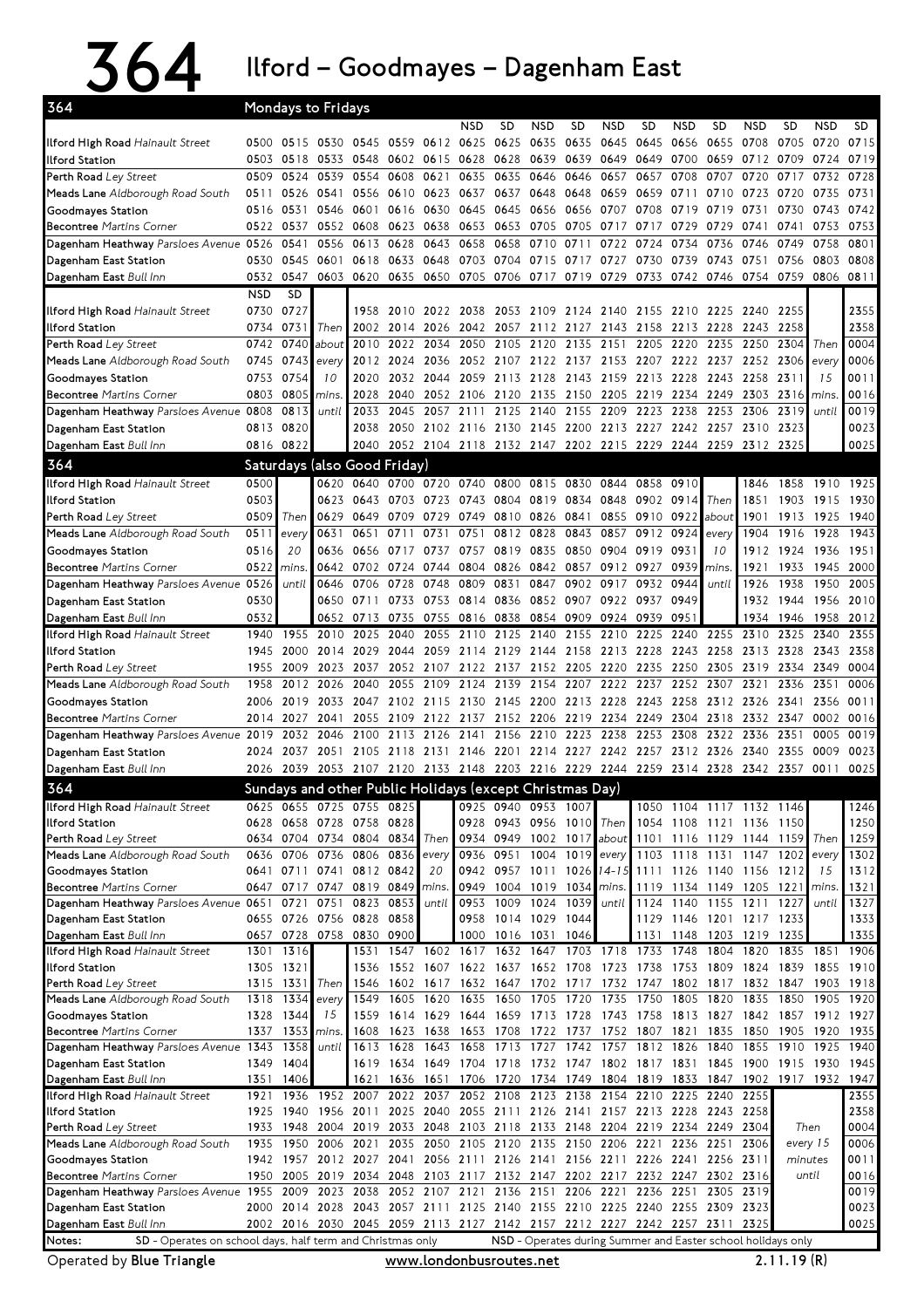# 364 Ilford – Goodmayes – Dagenham East

## 364 Mondays to Fridays

| | | | | | | | NSD | SD | NSD | SD | NSD | SD | NSD | SD | NSD | SD | NSD | SD |
|---|---|---|---|---|---|---|---|---|---|---|---|---|---|---|---|---|---|---|
| **Ilford High Road** *Hainault Street* | 0500 | 0515 | 0530 | 0545 | 0559 | 0612 | 0625 | 0625 | 0635 | 0635 | 0645 | 0645 | 0656 | 0655 | 0708 | 0705 | 0720 | 0715 |
| **Ilford Station** | 0503 | 0518 | 0533 | 0548 | 0602 | 0615 | 0628 | 0628 | 0639 | 0639 | 0649 | 0649 | 0700 | 0659 | 0712 | 0709 | 0724 | 0719 |
| **Perth Road** *Ley Street* | 0509 | 0524 | 0539 | 0554 | 0608 | 0621 | 0635 | 0635 | 0646 | 0646 | 0657 | 0657 | 0708 | 0707 | 0720 | 0717 | 0732 | 0728 |
| **Meads Lane** *Aldborough Road South* | 0511 | 0526 | 0541 | 0556 | 0610 | 0623 | 0637 | 0637 | 0648 | 0648 | 0659 | 0659 | 0711 | 0710 | 0723 | 0720 | 0735 | 0731 |
| **Goodmayes Station** | 0516 | 0531 | 0546 | 0601 | 0616 | 0630 | 0645 | 0645 | 0656 | 0656 | 0707 | 0708 | 0719 | 0719 | 0731 | 0730 | 0743 | 0742 |
| **Becontree** *Martins Corner* | 0522 | 0537 | 0552 | 0608 | 0623 | 0638 | 0653 | 0653 | 0705 | 0705 | 0717 | 0717 | 0729 | 0729 | 0741 | 0741 | 0753 | 0753 |
| **Dagenham Heathway** *Parsloes Avenue* | 0526 | 0541 | 0556 | 0613 | 0628 | 0643 | 0658 | 0658 | 0710 | 0711 | 0722 | 0724 | 0734 | 0736 | 0746 | 0749 | 0758 | 0801 |
| **Dagenham East Station** | 0530 | 0545 | 0601 | 0618 | 0633 | 0648 | 0703 | 0704 | 0715 | 0717 | 0727 | 0730 | 0739 | 0743 | 0751 | 0756 | 0803 | 0808 |
| **Dagenham East** *Bull Inn* | 0532 | 0547 | 0603 | 0620 | 0635 | 0650 | 0705 | 0706 | 0717 | 0719 | 0729 | 0733 | 0742 | 0746 | 0754 | 0759 | 0806 | 0811 |

| | NSD | SD | | | | | | | | | | | | | | | | |
|---|---|---|---|---|---|---|---|---|---|---|---|---|---|---|---|---|---|---|
| **Ilford High Road** *Hainault Street* | 0730 | 0727 | | 1958 | 2010 | 2022 | 2038 | 2053 | 2109 | 2124 | 2140 | 2155 | 2210 | 2225 | 2240 | 2255 | | 2355 |
| **Ilford Station** | 0734 | 0731 | Then | 2002 | 2014 | 2026 | 2042 | 2057 | 2112 | 2127 | 2143 | 2158 | 2213 | 2228 | 2243 | 2258 | | 2358 |
| **Perth Road** *Ley Street* | 0742 | 0740 | about | 2010 | 2022 | 2034 | 2050 | 2105 | 2120 | 2135 | 2151 | 2205 | 2220 | 2235 | 2250 | 2304 | Then | 0004 |
| **Meads Lane** *Aldborough Road South* | 0745 | 0743 | every | 2012 | 2024 | 2036 | 2052 | 2107 | 2122 | 2137 | 2153 | 2207 | 2222 | 2237 | 2252 | 2306 | every | 0006 |
| **Goodmayes Station** | 0753 | 0754 | 10 | 2020 | 2032 | 2044 | 2059 | 2113 | 2128 | 2143 | 2159 | 2213 | 2228 | 2243 | 2258 | 2311 | 15 | 0011 |
| **Becontree** *Martins Corner* | 0803 | 0805 | mins. | 2028 | 2040 | 2052 | 2106 | 2120 | 2135 | 2150 | 2205 | 2219 | 2234 | 2249 | 2303 | 2316 | mins. | 0016 |
| **Dagenham Heathway** *Parsloes Avenue* | 0808 | 0813 | until | 2033 | 2045 | 2057 | 2111 | 2125 | 2140 | 2155 | 2209 | 2223 | 2238 | 2253 | 2306 | 2319 | until | 0019 |
| **Dagenham East Station** | 0813 | 0820 | | 2038 | 2050 | 2102 | 2116 | 2130 | 2145 | 2200 | 2213 | 2227 | 2242 | 2257 | 2310 | 2323 | | 0023 |
| **Dagenham East** *Bull Inn* | 0816 | 0822 | | 2040 | 2052 | 2104 | 2118 | 2132 | 2147 | 2202 | 2215 | 2229 | 2244 | 2259 | 2312 | 2325 | | 0025 |

## 364 Saturdays (also Good Friday)

| | | | | | | | | | | | | | | | | | | |
|---|---|---|---|---|---|---|---|---|---|---|---|---|---|---|---|---|---|---|
| **Ilford High Road** *Hainault Street* | 0500 | | 0620 | 0640 | 0700 | 0720 | 0740 | 0800 | 0815 | 0830 | 0844 | 0858 | 0910 | | 1846 | 1858 | 1910 | 1925 |
| **Ilford Station** | 0503 | | 0623 | 0643 | 0703 | 0723 | 0743 | 0804 | 0819 | 0834 | 0848 | 0902 | 0914 | Then | 1851 | 1903 | 1915 | 1930 |
| **Perth Road** *Ley Street* | 0509 | Then | 0629 | 0649 | 0709 | 0729 | 0749 | 0810 | 0826 | 0841 | 0855 | 0910 | 0922 | about | 1901 | 1913 | 1925 | 1940 |
| **Meads Lane** *Aldborough Road South* | 0511 | every | 0631 | 0651 | 0711 | 0731 | 0751 | 0812 | 0828 | 0843 | 0857 | 0912 | 0924 | every | 1904 | 1916 | 1928 | 1943 |
| **Goodmayes Station** | 0516 | 20 | 0636 | 0656 | 0717 | 0737 | 0757 | 0819 | 0835 | 0850 | 0904 | 0919 | 0931 | 10 | 1912 | 1924 | 1936 | 1951 |
| **Becontree** *Martins Corner* | 0522 | mins. | 0642 | 0702 | 0724 | 0744 | 0804 | 0826 | 0842 | 0857 | 0912 | 0927 | 0939 | mins. | 1921 | 1933 | 1945 | 2000 |
| **Dagenham Heathway** *Parsloes Avenue* | 0526 | until | 0646 | 0706 | 0728 | 0748 | 0809 | 0831 | 0847 | 0902 | 0917 | 0932 | 0944 | until | 1926 | 1938 | 1950 | 2005 |
| **Dagenham East Station** | 0530 | | 0650 | 0711 | 0733 | 0753 | 0814 | 0836 | 0852 | 0907 | 0922 | 0937 | 0949 | | 1932 | 1944 | 1956 | 2010 |
| **Dagenham East** *Bull Inn* | 0532 | | 0652 | 0713 | 0735 | 0755 | 0816 | 0838 | 0854 | 0909 | 0924 | 0939 | 0951 | | 1934 | 1946 | 1958 | 2012 |

| | | | | | | | | | | | | | | | | | | |
|---|---|---|---|---|---|---|---|---|---|---|---|---|---|---|---|---|---|---|
| **Ilford High Road** *Hainault Street* | 1940 | 1955 | 2010 | 2025 | 2040 | 2055 | 2110 | 2125 | 2140 | 2155 | 2210 | 2225 | 2240 | 2255 | 2310 | 2325 | 2340 | 2355 |
| **Ilford Station** | 1945 | 2000 | 2014 | 2029 | 2044 | 2059 | 2114 | 2129 | 2144 | 2158 | 2213 | 2228 | 2243 | 2258 | 2313 | 2328 | 2343 | 2358 |
| **Perth Road** *Ley Street* | 1955 | 2009 | 2023 | 2037 | 2052 | 2107 | 2122 | 2137 | 2152 | 2205 | 2220 | 2235 | 2250 | 2305 | 2319 | 2334 | 2349 | 0004 |
| **Meads Lane** *Aldborough Road South* | 1958 | 2012 | 2026 | 2040 | 2055 | 2109 | 2124 | 2139 | 2154 | 2207 | 2222 | 2237 | 2252 | 2307 | 2321 | 2336 | 2351 | 0006 |
| **Goodmayes Station** | 2006 | 2019 | 2033 | 2047 | 2102 | 2115 | 2130 | 2145 | 2200 | 2213 | 2228 | 2243 | 2258 | 2312 | 2326 | 2341 | 2356 | 0011 |
| **Becontree** *Martins Corner* | 2014 | 2027 | 2041 | 2055 | 2109 | 2122 | 2137 | 2152 | 2206 | 2219 | 2234 | 2249 | 2304 | 2318 | 2332 | 2347 | 0002 | 0016 |
| **Dagenham Heathway** *Parsloes Avenue* | 2019 | 2032 | 2046 | 2100 | 2113 | 2126 | 2141 | 2156 | 2210 | 2223 | 2238 | 2253 | 2308 | 2322 | 2336 | 2351 | 0005 | 0019 |
| **Dagenham East Station** | 2024 | 2037 | 2051 | 2105 | 2118 | 2131 | 2146 | 2201 | 2214 | 2227 | 2242 | 2257 | 2312 | 2326 | 2340 | 2355 | 0009 | 0023 |
| **Dagenham East** *Bull Inn* | 2026 | 2039 | 2053 | 2107 | 2120 | 2133 | 2148 | 2203 | 2216 | 2229 | 2244 | 2259 | 2314 | 2328 | 2342 | 2357 | 0011 | 0025 |

## 364 Sundays and other Public Holidays (except Christmas Day)

| | | | | | | | | | | | | | | | | | | |
|---|---|---|---|---|---|---|---|---|---|---|---|---|---|---|---|---|---|---|
| **Ilford High Road** *Hainault Street* | 0625 | 0655 | 0725 | 0755 | 0825 | | 0925 | 0940 | 0953 | 1007 | | 1050 | 1104 | 1117 | 1132 | 1146 | | 1246 |
| **Ilford Station** | 0628 | 0658 | 0728 | 0758 | 0828 | | 0928 | 0943 | 0956 | 1010 | Then | 1054 | 1108 | 1121 | 1136 | 1150 | | 1250 |
| **Perth Road** *Ley Street* | 0634 | 0704 | 0734 | 0804 | 0834 | Then | 0934 | 0949 | 1002 | 1017 | about | 1101 | 1116 | 1129 | 1144 | 1159 | Then | 1259 |
| **Meads Lane** *Aldborough Road South* | 0636 | 0706 | 0736 | 0806 | 0836 | every | 0936 | 0951 | 1004 | 1019 | every | 1103 | 1118 | 1131 | 1147 | 1202 | every | 1302 |
| **Goodmayes Station** | 0641 | 0711 | 0741 | 0812 | 0842 | 20 | 0942 | 0957 | 1011 | 1026 | 14-15 | 1111 | 1126 | 1140 | 1156 | 1212 | 15 | 1312 |
| **Becontree** *Martins Corner* | 0647 | 0717 | 0747 | 0819 | 0849 | mins. | 0949 | 1004 | 1019 | 1034 | mins. | 1119 | 1134 | 1149 | 1205 | 1221 | mins. | 1321 |
| **Dagenham Heathway** *Parsloes Avenue* | 0651 | 0721 | 0751 | 0823 | 0853 | until | 0953 | 1009 | 1024 | 1039 | until | 1124 | 1140 | 1155 | 1211 | 1227 | until | 1327 |
| **Dagenham East Station** | 0655 | 0726 | 0756 | 0828 | 0858 | | 0958 | 1014 | 1029 | 1044 | | 1129 | 1146 | 1201 | 1217 | 1233 | | 1333 |
| **Dagenham East** *Bull Inn* | 0657 | 0728 | 0758 | 0830 | 0900 | | 1000 | 1016 | 1031 | 1046 | | 1131 | 1148 | 1203 | 1219 | 1235 | | 1335 |

| | | | | | | | | | | | | | | | | | | |
|---|---|---|---|---|---|---|---|---|---|---|---|---|---|---|---|---|---|---|
| **Ilford High Road** *Hainault Street* | 1301 | 1316 | | 1531 | 1547 | 1602 | 1617 | 1632 | 1647 | 1703 | 1718 | 1733 | 1748 | 1804 | 1820 | 1835 | 1851 | 1906 |
| **Ilford Station** | 1305 | 1321 | | 1536 | 1552 | 1607 | 1622 | 1637 | 1652 | 1708 | 1723 | 1738 | 1753 | 1809 | 1824 | 1839 | 1855 | 1910 |
| **Perth Road** *Ley Street* | 1315 | 1331 | Then | 1546 | 1602 | 1617 | 1632 | 1647 | 1702 | 1717 | 1732 | 1747 | 1802 | 1817 | 1832 | 1847 | 1903 | 1918 |
| **Meads Lane** *Aldborough Road South* | 1318 | 1334 | every | 1549 | 1605 | 1620 | 1635 | 1650 | 1705 | 1720 | 1735 | 1750 | 1805 | 1820 | 1835 | 1850 | 1905 | 1920 |
| **Goodmayes Station** | 1328 | 1344 | 15 | 1559 | 1614 | 1629 | 1644 | 1659 | 1713 | 1728 | 1743 | 1758 | 1813 | 1827 | 1842 | 1857 | 1912 | 1927 |
| **Becontree** *Martins Corner* | 1337 | 1353 | mins. | 1608 | 1623 | 1638 | 1653 | 1708 | 1722 | 1737 | 1752 | 1807 | 1821 | 1835 | 1850 | 1905 | 1920 | 1935 |
| **Dagenham Heathway** *Parsloes Avenue* | 1343 | 1358 | until | 1613 | 1628 | 1643 | 1658 | 1713 | 1727 | 1742 | 1757 | 1812 | 1826 | 1840 | 1855 | 1910 | 1925 | 1940 |
| **Dagenham East Station** | 1349 | 1404 | | 1619 | 1634 | 1649 | 1704 | 1718 | 1732 | 1747 | 1802 | 1817 | 1831 | 1845 | 1900 | 1915 | 1930 | 1945 |
| **Dagenham East** *Bull Inn* | 1351 | 1406 | | 1621 | 1636 | 1651 | 1706 | 1720 | 1734 | 1749 | 1804 | 1819 | 1833 | 1847 | 1902 | 1917 | 1932 | 1947 |

| | | | | | | | | | | | | | | | | | | |
|---|---|---|---|---|---|---|---|---|---|---|---|---|---|---|---|---|---|---|
| **Ilford High Road** *Hainault Street* | 1921 | 1936 | 1952 | 2007 | 2022 | 2037 | 2052 | 2108 | 2123 | 2138 | 2154 | 2210 | 2225 | 2240 | 2255 | | | 2355 |
| **Ilford Station** | 1925 | 1940 | 1956 | 2011 | 2025 | 2040 | 2055 | 2111 | 2126 | 2141 | 2157 | 2213 | 2228 | 2243 | 2258 | | | 2358 |
| **Perth Road** *Ley Street* | 1933 | 1948 | 2004 | 2019 | 2033 | 2048 | 2103 | 2118 | 2133 | 2148 | 2204 | 2219 | 2234 | 2249 | 2304 | Then | | 0004 |
| **Meads Lane** *Aldborough Road South* | 1935 | 1950 | 2006 | 2021 | 2035 | 2050 | 2105 | 2120 | 2135 | 2150 | 2206 | 2221 | 2236 | 2251 | 2306 | every 15 | | 0006 |
| **Goodmayes Station** | 1942 | 1957 | 2012 | 2027 | 2041 | 2056 | 2111 | 2126 | 2141 | 2156 | 2211 | 2226 | 2241 | 2256 | 2311 | minutes | | 0011 |
| **Becontree** *Martins Corner* | 1950 | 2005 | 2019 | 2034 | 2048 | 2103 | 2117 | 2132 | 2147 | 2202 | 2217 | 2232 | 2247 | 2302 | 2316 | until | | 0016 |
| **Dagenham Heathway** *Parsloes Avenue* | 1955 | 2009 | 2023 | 2038 | 2052 | 2107 | 2121 | 2136 | 2151 | 2206 | 2221 | 2236 | 2251 | 2305 | 2319 | | | 0019 |
| **Dagenham East Station** | 2000 | 2014 | 2028 | 2043 | 2057 | 2111 | 2125 | 2140 | 2155 | 2210 | 2225 | 2240 | 2255 | 2309 | 2323 | | | 0023 |
| **Dagenham East** *Bull Inn* | 2002 | 2016 | 2030 | 2045 | 2059 | 2113 | 2127 | 2142 | 2157 | 2212 | 2227 | 2242 | 2257 | 2311 | 2325 | | | 0025 |

**Notes:** SD - Operates on school days, half term and Christmas only. NSD - Operates during Summer and Easter school holidays only

Operated by **Blue Triangle** www.londonbusroutes.net 2.11.19 (R)